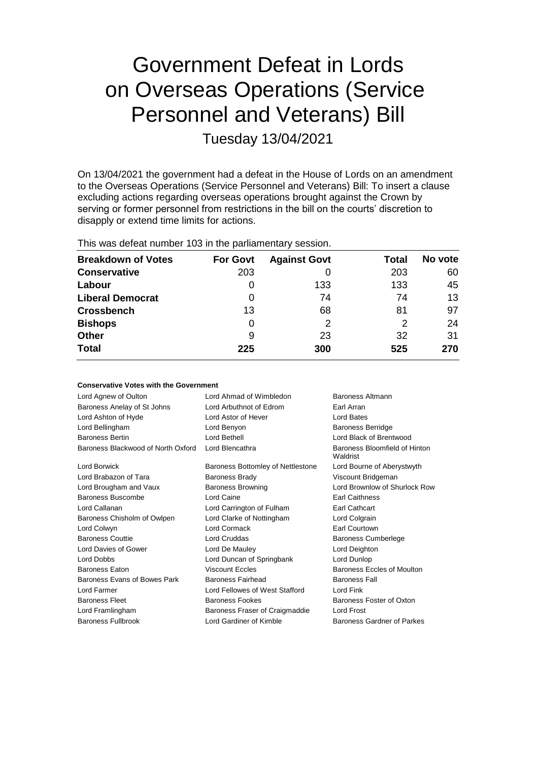# Government Defeat in Lords on Overseas Operations (Service Personnel and Veterans) Bill

Tuesday 13/04/2021

On 13/04/2021 the government had a defeat in the House of Lords on an amendment to the Overseas Operations (Service Personnel and Veterans) Bill: To insert a clause excluding actions regarding overseas operations brought against the Crown by serving or former personnel from restrictions in the bill on the courts' discretion to disapply or extend time limits for actions.

This was defeat number 103 in the parliamentary session.

| Breakdown of Votes | For Govt | Against Govt | Total | No vote |
|---|---|---|---|---|
| Conservative | 203 | 0 | 203 | 60 |
| Labour | 0 | 133 | 133 | 45 |
| Liberal Democrat | 0 | 74 | 74 | 13 |
| Crossbench | 13 | 68 | 81 | 97 |
| Bishops | 0 | 2 | 2 | 24 |
| Other | 9 | 23 | 32 | 31 |
| **Total** | **225** | **300** | **525** | **270** |

**Conservative Votes with the Government**

| | | |
|---|---|---|
| Lord Agnew of Oulton | Lord Ahmad of Wimbledon | Baroness Altmann |
| Baroness Anelay of St Johns | Lord Arbuthnot of Edrom | Earl Arran |
| Lord Ashton of Hyde | Lord Astor of Hever | Lord Bates |
| Lord Bellingham | Lord Benyon | Baroness Berridge |
| Baroness Bertin | Lord Bethell | Lord Black of Brentwood |
| Baroness Blackwood of North Oxford | Lord Blencathra | Baroness Bloomfield of Hinton Waldrist |
| Lord Borwick | Baroness Bottomley of Nettlestone | Lord Bourne of Aberystwyth |
| Lord Brabazon of Tara | Baroness Brady | Viscount Bridgeman |
| Lord Brougham and Vaux | Baroness Browning | Lord Brownlow of Shurlock Row |
| Baroness Buscombe | Lord Caine | Earl Caithness |
| Lord Callanan | Lord Carrington of Fulham | Earl Cathcart |
| Baroness Chisholm of Owlpen | Lord Clarke of Nottingham | Lord Colgrain |
| Lord Colwyn | Lord Cormack | Earl Courtown |
| Baroness Couttie | Lord Cruddas | Baroness Cumberlege |
| Lord Davies of Gower | Lord De Mauley | Lord Deighton |
| Lord Dobbs | Lord Duncan of Springbank | Lord Dunlop |
| Baroness Eaton | Viscount Eccles | Baroness Eccles of Moulton |
| Baroness Evans of Bowes Park | Baroness Fairhead | Baroness Fall |
| Lord Farmer | Lord Fellowes of West Stafford | Lord Fink |
| Baroness Fleet | Baroness Fookes | Baroness Foster of Oxton |
| Lord Framlingham | Baroness Fraser of Craigmaddie | Lord Frost |
| Baroness Fullbrook | Lord Gardiner of Kimble | Baroness Gardner of Parkes |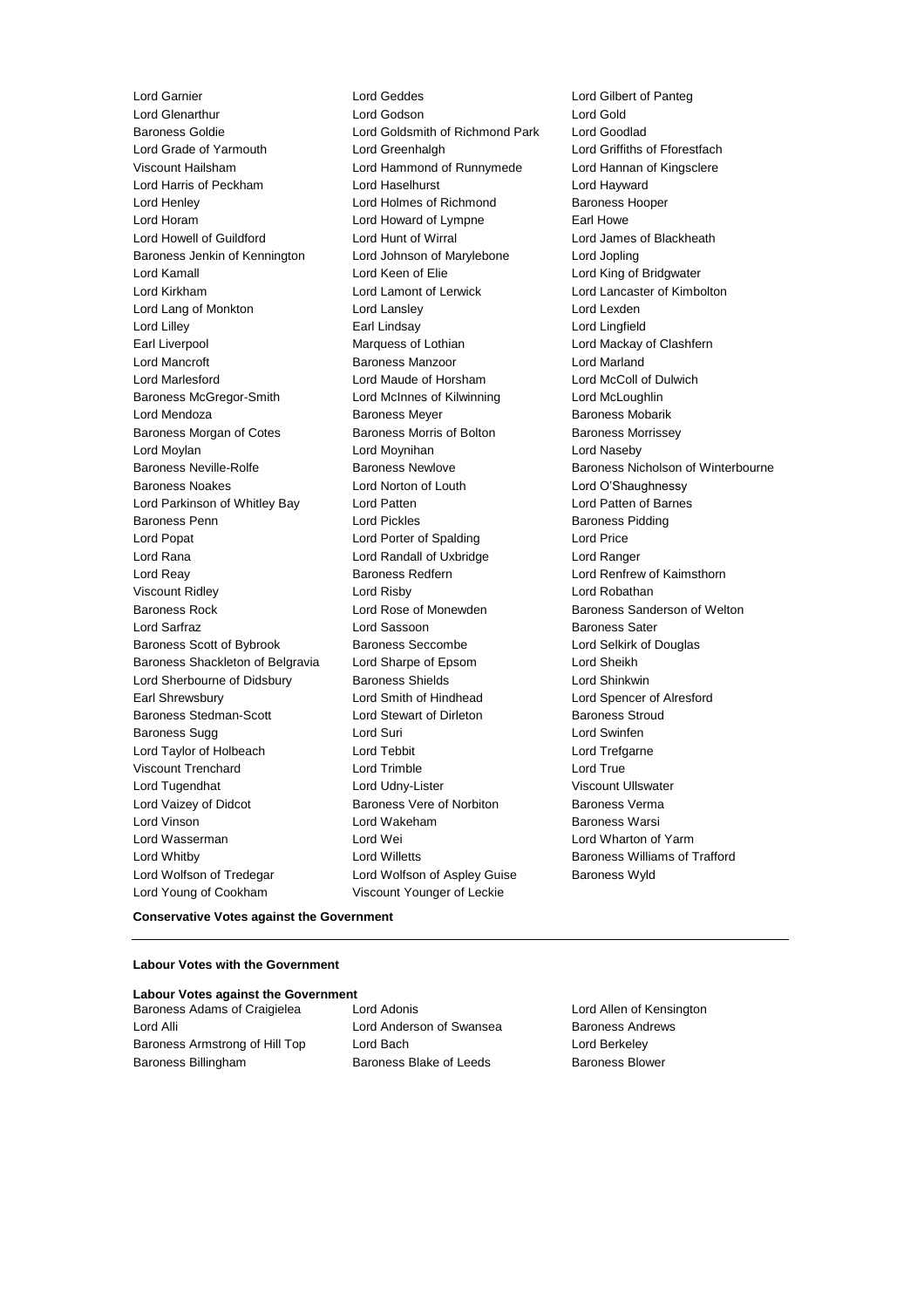Lord Garnier
Lord Geddes
Lord Gilbert of Panteg
Lord Glenarthur
Lord Godson
Lord Gold
Baroness Goldie
Lord Goldsmith of Richmond Park
Lord Goodlad
Lord Grade of Yarmouth
Lord Greenhalgh
Lord Griffiths of Fforestfach
Viscount Hailsham
Lord Hammond of Runnymede
Lord Hannan of Kingsclere
Lord Harris of Peckham
Lord Haselhurst
Lord Hayward
Lord Henley
Lord Holmes of Richmond
Baroness Hooper
Lord Horam
Lord Howard of Lympne
Earl Howe
Lord Howell of Guildford
Lord Hunt of Wirral
Lord James of Blackheath
Baroness Jenkin of Kennington
Lord Johnson of Marylebone
Lord Jopling
Lord Kamall
Lord Keen of Elie
Lord King of Bridgwater
Lord Kirkham
Lord Lamont of Lerwick
Lord Lancaster of Kimbolton
Lord Lang of Monkton
Lord Lansley
Lord Lexden
Lord Lilley
Earl Lindsay
Lord Lingfield
Earl Liverpool
Marquess of Lothian
Lord Mackay of Clashfern
Lord Mancroft
Baroness Manzoor
Lord Marland
Lord Marlesford
Lord Maude of Horsham
Lord McColl of Dulwich
Baroness McGregor-Smith
Lord McInnes of Kilwinning
Lord McLoughlin
Lord Mendoza
Baroness Meyer
Baroness Mobarik
Baroness Morgan of Cotes
Baroness Morris of Bolton
Baroness Morrissey
Lord Moylan
Lord Moynihan
Lord Naseby
Baroness Neville-Rolfe
Baroness Newlove
Baroness Nicholson of Winterbourne
Baroness Noakes
Lord Norton of Louth
Lord O'Shaughnessy
Lord Parkinson of Whitley Bay
Lord Patten
Lord Patten of Barnes
Baroness Penn
Lord Pickles
Baroness Pidding
Lord Popat
Lord Porter of Spalding
Lord Price
Lord Rana
Lord Randall of Uxbridge
Lord Ranger
Lord Reay
Baroness Redfern
Lord Renfrew of Kaimsthorn
Viscount Ridley
Lord Risby
Lord Robathan
Baroness Rock
Lord Rose of Monewden
Baroness Sanderson of Welton
Lord Sarfraz
Lord Sassoon
Baroness Sater
Baroness Scott of Bybrook
Baroness Seccombe
Lord Selkirk of Douglas
Baroness Shackleton of Belgravia
Lord Sharpe of Epsom
Lord Sheikh
Lord Sherbourne of Didsbury
Baroness Shields
Lord Shinkwin
Earl Shrewsbury
Lord Smith of Hindhead
Lord Spencer of Alresford
Baroness Stedman-Scott
Lord Stewart of Dirleton
Baroness Stroud
Baroness Sugg
Lord Suri
Lord Swinfen
Lord Taylor of Holbeach
Lord Tebbit
Lord Trefgarne
Viscount Trenchard
Lord Trimble
Lord True
Lord Tugendhat
Lord Udny-Lister
Viscount Ullswater
Lord Vaizey of Didcot
Baroness Vere of Norbiton
Baroness Verma
Lord Vinson
Lord Wakeham
Baroness Warsi
Lord Wasserman
Lord Wei
Lord Wharton of Yarm
Lord Whitby
Lord Willetts
Baroness Williams of Trafford
Lord Wolfson of Tredegar
Lord Wolfson of Aspley Guise
Baroness Wyld
Lord Young of Cookham
Viscount Younger of Leckie

**Conservative Votes against the Government**

---

**Labour Votes with the Government**

**Labour Votes against the Government**

Baroness Adams of Craigielea
Lord Adonis
Lord Allen of Kensington
Lord Alli
Lord Anderson of Swansea
Baroness Andrews
Baroness Armstrong of Hill Top
Lord Bach
Lord Berkeley
Baroness Billingham
Baroness Blake of Leeds
Baroness Blower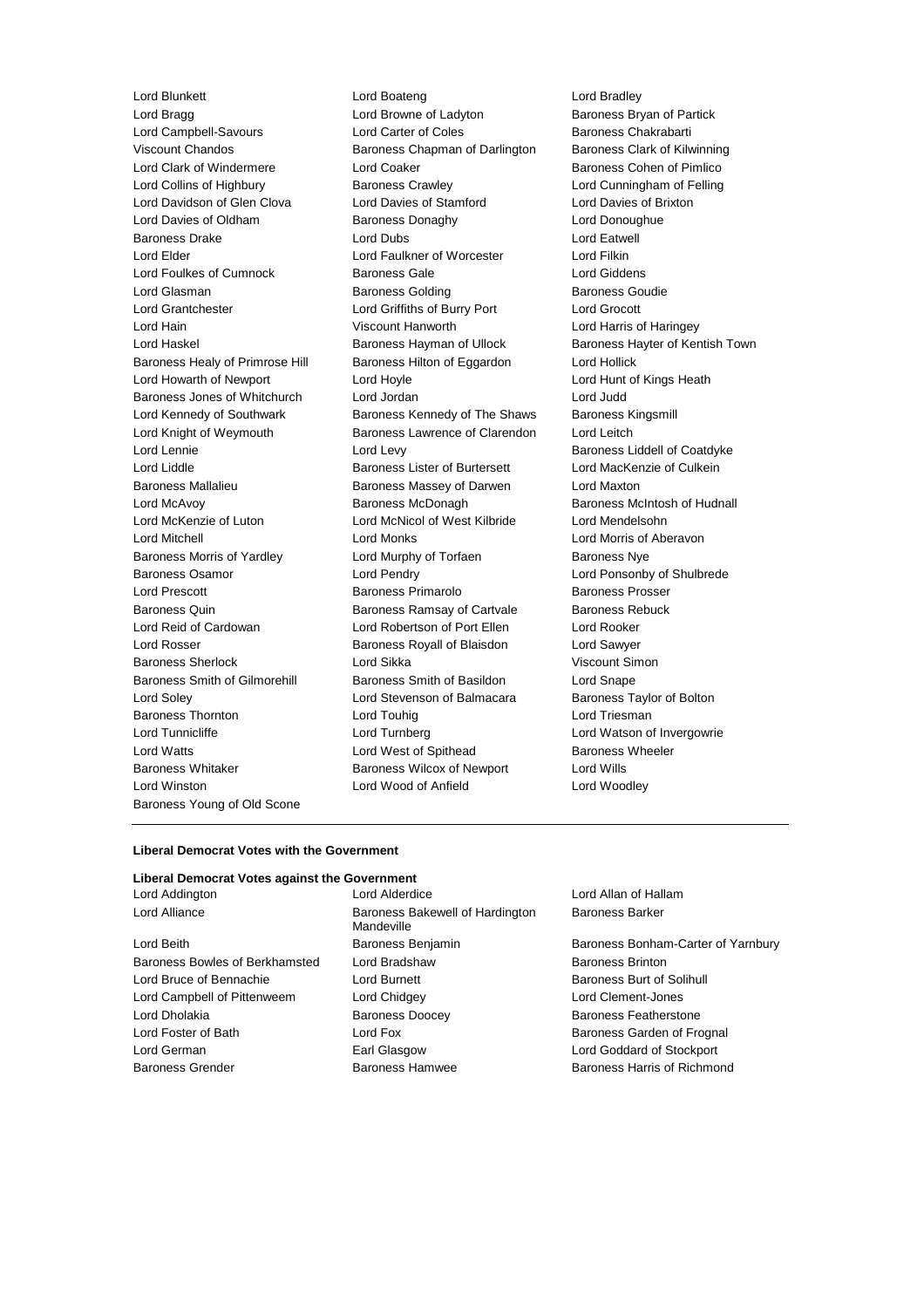Lord Blunkett
Lord Boateng
Lord Bradley
Lord Bragg
Lord Browne of Ladyton
Baroness Bryan of Partick
Lord Campbell-Savours
Lord Carter of Coles
Baroness Chakrabarti
Viscount Chandos
Baroness Chapman of Darlington
Baroness Clark of Kilwinning
Lord Clark of Windermere
Lord Coaker
Baroness Cohen of Pimlico
Lord Collins of Highbury
Baroness Crawley
Lord Cunningham of Felling
Lord Davidson of Glen Clova
Lord Davies of Stamford
Lord Davies of Brixton
Lord Davies of Oldham
Baroness Donaghy
Lord Donoughue
Baroness Drake
Lord Dubs
Lord Eatwell
Lord Elder
Lord Faulkner of Worcester
Lord Filkin
Lord Foulkes of Cumnock
Baroness Gale
Lord Giddens
Lord Glasman
Baroness Golding
Baroness Goudie
Lord Grantchester
Lord Griffiths of Burry Port
Lord Grocott
Lord Hain
Viscount Hanworth
Lord Harris of Haringey
Lord Haskel
Baroness Hayman of Ullock
Baroness Hayter of Kentish Town
Baroness Healy of Primrose Hill
Baroness Hilton of Eggardon
Lord Hollick
Lord Howarth of Newport
Lord Hoyle
Lord Hunt of Kings Heath
Baroness Jones of Whitchurch
Lord Jordan
Lord Judd
Lord Kennedy of Southwark
Baroness Kennedy of The Shaws
Baroness Kingsmill
Lord Knight of Weymouth
Baroness Lawrence of Clarendon
Lord Leitch
Lord Lennie
Lord Levy
Baroness Liddell of Coatdyke
Lord Liddle
Baroness Lister of Burtersett
Lord MacKenzie of Culkein
Baroness Mallalieu
Baroness Massey of Darwen
Lord Maxton
Lord McAvoy
Baroness McDonagh
Baroness McIntosh of Hudnall
Lord McKenzie of Luton
Lord McNicol of West Kilbride
Lord Mendelsohn
Lord Mitchell
Lord Monks
Lord Morris of Aberavon
Baroness Morris of Yardley
Lord Murphy of Torfaen
Baroness Nye
Baroness Osamor
Lord Pendry
Lord Ponsonby of Shulbrede
Lord Prescott
Baroness Primarolo
Baroness Prosser
Baroness Quin
Baroness Ramsay of Cartvale
Baroness Rebuck
Lord Reid of Cardowan
Lord Robertson of Port Ellen
Lord Rooker
Lord Rosser
Baroness Royall of Blaisdon
Lord Sawyer
Baroness Sherlock
Lord Sikka
Viscount Simon
Baroness Smith of Gilmorehill
Baroness Smith of Basildon
Lord Snape
Lord Soley
Lord Stevenson of Balmacara
Baroness Taylor of Bolton
Baroness Thornton
Lord Touhig
Lord Triesman
Lord Tunnicliffe
Lord Turnberg
Lord Watson of Invergowrie
Lord Watts
Lord West of Spithead
Baroness Wheeler
Baroness Whitaker
Baroness Wilcox of Newport
Lord Wills
Lord Winston
Lord Wood of Anfield
Lord Woodley
Baroness Young of Old Scone

---

**Liberal Democrat Votes with the Government**

**Liberal Democrat Votes against the Government**

Lord Addington
Lord Alderdice
Lord Allan of Hallam
Lord Alliance
Baroness Bakewell of Hardington Mandeville
Baroness Barker
Lord Beith
Baroness Benjamin
Baroness Bonham-Carter of Yarnbury
Baroness Bowles of Berkhamsted
Lord Bradshaw
Baroness Brinton
Lord Bruce of Bennachie
Lord Burnett
Baroness Burt of Solihull
Lord Campbell of Pittenweem
Lord Chidgey
Lord Clement-Jones
Lord Dholakia
Baroness Doocey
Baroness Featherstone
Lord Foster of Bath
Lord Fox
Baroness Garden of Frognal
Lord German
Earl Glasgow
Lord Goddard of Stockport
Baroness Grender
Baroness Hamwee
Baroness Harris of Richmond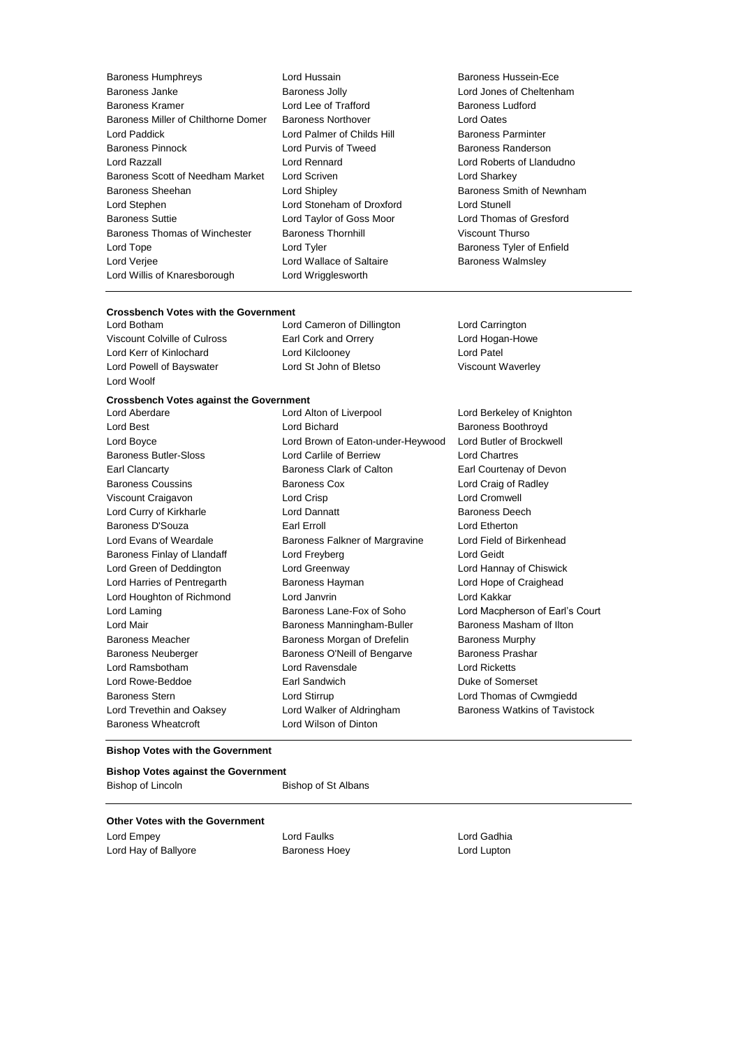Baroness Humphreys, Lord Hussain, Baroness Hussein-Ece, Baroness Janke, Baroness Jolly, Lord Jones of Cheltenham, Baroness Kramer, Lord Lee of Trafford, Baroness Ludford, Baroness Miller of Chilthorne Domer, Baroness Northover, Lord Oates, Lord Paddick, Lord Palmer of Childs Hill, Baroness Parminter, Baroness Pinnock, Lord Purvis of Tweed, Baroness Randerson, Lord Razzall, Lord Rennard, Lord Roberts of Llandudno, Baroness Scott of Needham Market, Lord Scriven, Lord Sharkey, Baroness Sheehan, Lord Shipley, Baroness Smith of Newnham, Lord Stephen, Lord Stoneham of Droxford, Lord Stunell, Baroness Suttie, Lord Taylor of Goss Moor, Lord Thomas of Gresford, Baroness Thomas of Winchester, Baroness Thornhill, Viscount Thurso, Lord Tope, Lord Tyler, Baroness Tyler of Enfield, Lord Verjee, Lord Wallace of Saltaire, Baroness Walmsley, Lord Willis of Knaresborough, Lord Wrigglesworth

**Crossbench Votes with the Government**

Lord Botham, Lord Cameron of Dillington, Lord Carrington, Viscount Colville of Culross, Earl Cork and Orrery, Lord Hogan-Howe, Lord Kerr of Kinlochard, Lord Kilclooney, Lord Patel, Lord Powell of Bayswater, Lord St John of Bletso, Viscount Waverley, Lord Woolf

**Crossbench Votes against the Government**

Lord Aberdare, Lord Alton of Liverpool, Lord Berkeley of Knighton, Lord Best, Lord Bichard, Baroness Boothroyd, Lord Boyce, Lord Brown of Eaton-under-Heywood, Lord Butler of Brockwell, Baroness Butler-Sloss, Lord Carlile of Berriew, Lord Chartres, Earl Clancarty, Baroness Clark of Calton, Earl Courtenay of Devon, Baroness Coussins, Baroness Cox, Lord Craig of Radley, Viscount Craigavon, Lord Crisp, Lord Cromwell, Lord Curry of Kirkharle, Lord Dannatt, Baroness Deech, Baroness D'Souza, Earl Erroll, Lord Etherton, Lord Evans of Weardale, Baroness Falkner of Margravine, Lord Field of Birkenhead, Baroness Finlay of Llandaff, Lord Freyberg, Lord Geidt, Lord Green of Deddington, Lord Greenway, Lord Hannay of Chiswick, Lord Harries of Pentregarth, Baroness Hayman, Lord Hope of Craighead, Lord Houghton of Richmond, Lord Janvrin, Lord Kakkar, Lord Laming, Baroness Lane-Fox of Soho, Lord Macpherson of Earl's Court, Lord Mair, Baroness Manningham-Buller, Baroness Masham of Ilton, Baroness Meacher, Baroness Morgan of Drefelin, Baroness Murphy, Baroness Neuberger, Baroness O'Neill of Bengarve, Baroness Prashar, Lord Ramsbotham, Lord Ravensdale, Lord Ricketts, Lord Rowe-Beddoe, Earl Sandwich, Duke of Somerset, Baroness Stern, Lord Stirrup, Lord Thomas of Cwmgiedd, Lord Trevethin and Oaksey, Lord Walker of Aldringham, Baroness Watkins of Tavistock, Baroness Wheatcroft, Lord Wilson of Dinton

**Bishop Votes with the Government**

**Bishop Votes against the Government**

Bishop of Lincoln, Bishop of St Albans

**Other Votes with the Government**

Lord Empey, Lord Faulks, Lord Gadhia, Lord Hay of Ballyore, Baroness Hoey, Lord Lupton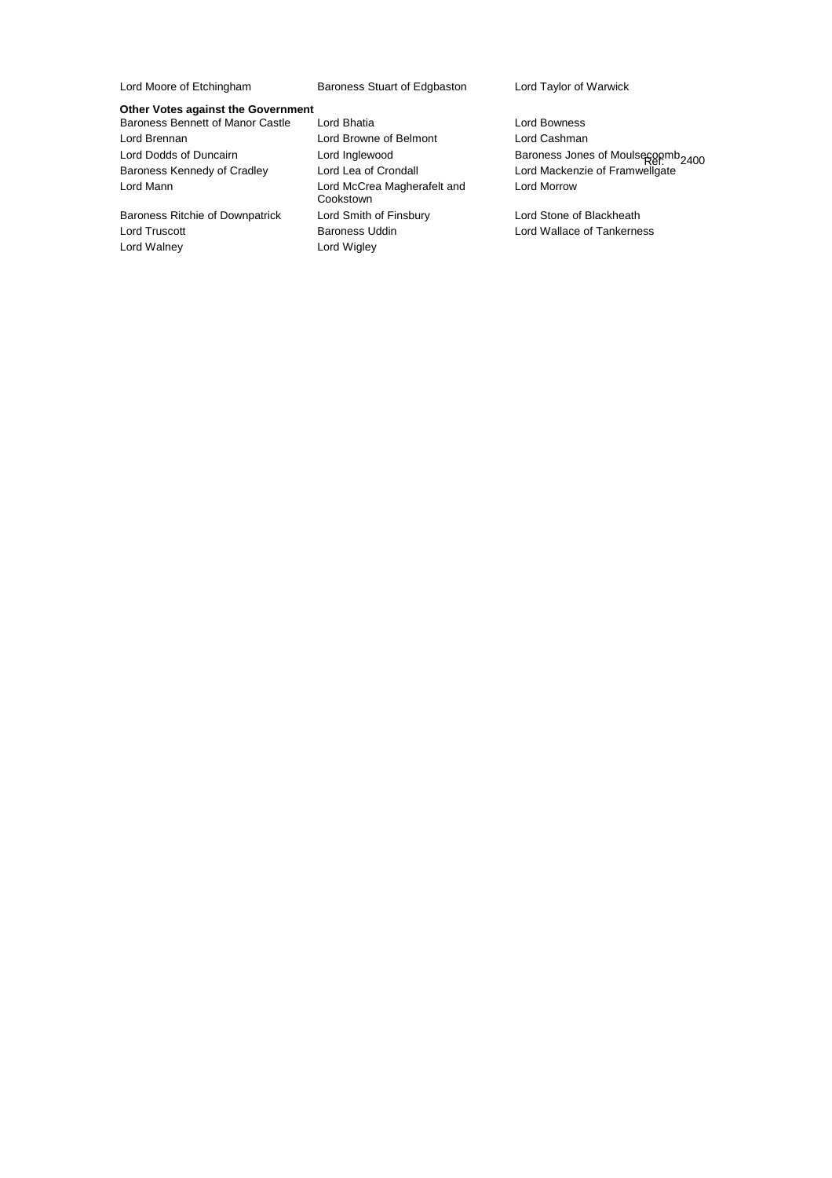Lord Moore of Etchingham
Baroness Stuart of Edgbaston
Lord Taylor of Warwick

**Other Votes against the Government**

Baroness Bennett of Manor Castle
Lord Bhatia
Lord Bowness
Lord Brennan
Lord Browne of Belmont
Lord Cashman
Lord Dodds of Duncairn
Lord Inglewood
Baroness Jones of Moulsecoomb
Baroness Kennedy of Cradley
Lord Lea of Crondall
Lord Mackenzie of Framwellgate
Lord Mann
Lord McCrea Magherafelt and Cookstown
Lord Morrow
Baroness Ritchie of Downpatrick
Lord Smith of Finsbury
Lord Stone of Blackheath
Lord Truscott
Baroness Uddin
Lord Wallace of Tankerness
Lord Walney
Lord Wigley

Ref: 2400